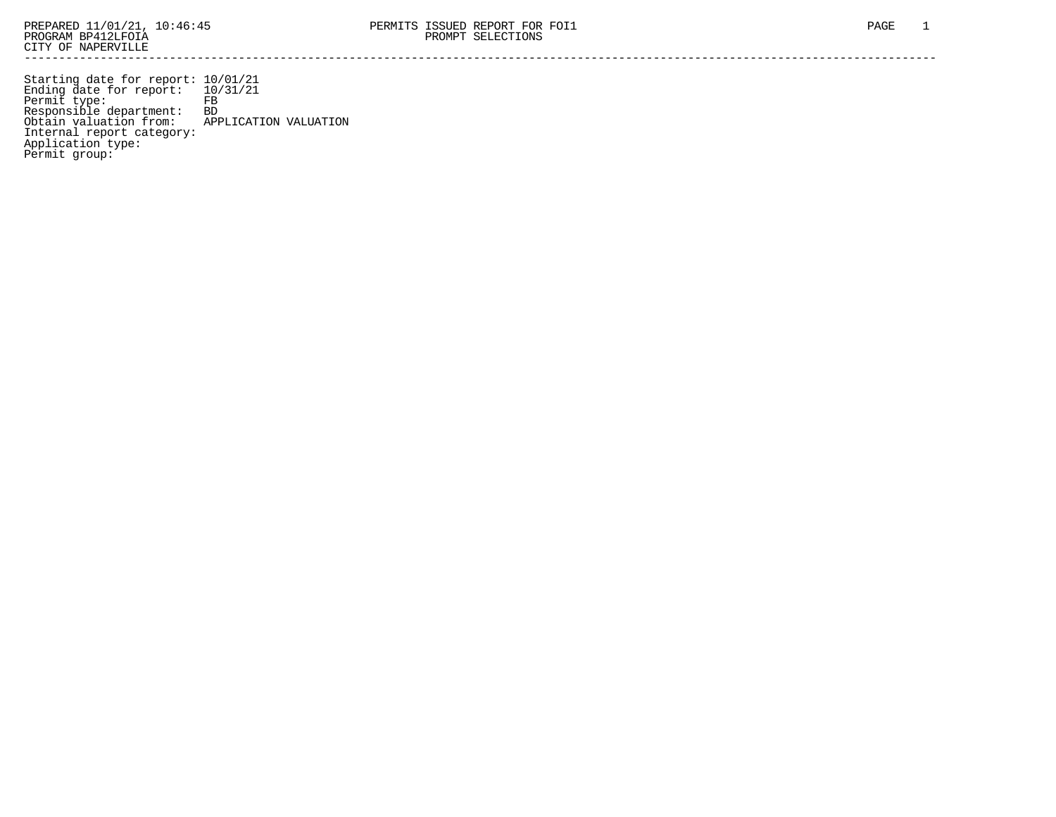PREPARED 11/01/21, 10:46:45 PERMITS ISSUED REPORT FOR FOI1

PROGRAM BP412LFOIA PROMPT SELECTIONS

CITY OF NAPERVILLE

---

```
Starting date for report: 10/01/21
Ending date for report:   10/31/21
Permit type:              FB
Responsible department:   BD
Obtain valuation from:    APPLICATION VALUATION
Internal report category:
Application type:
Permit group:
```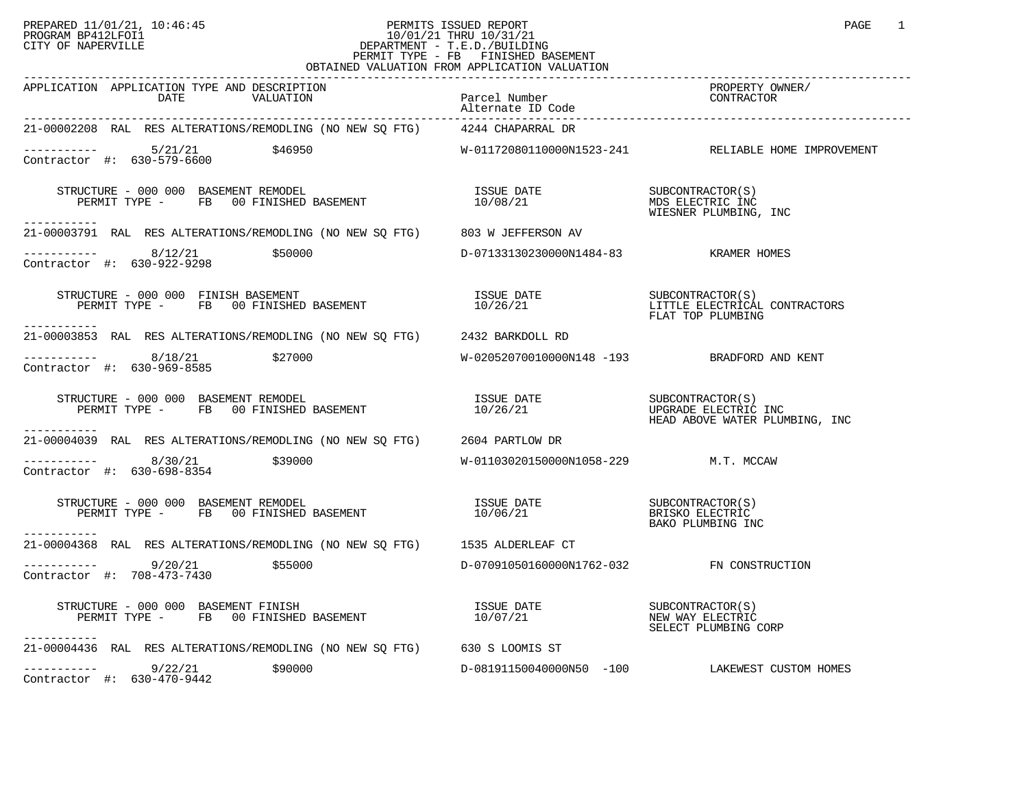PREPARED 11/01/21, 10:46:45
PROGRAM BP412LFOI1
CITY OF NAPERVILLE

PERMITS ISSUED REPORT
10/01/21 THRU 10/31/21
DEPARTMENT - T.E.D./BUILDING
PERMIT TYPE - FB FINISHED BASEMENT
OBTAINED VALUATION FROM APPLICATION VALUATION

| APPLICATION | APPLICATION TYPE AND DESCRIPTION DATE | VALUATION | Parcel Number / Alternate ID Code | PROPERTY OWNER/ CONTRACTOR |
|---|---|---|---|---|
| 21-00002208 | RAL RES ALTERATIONS/REMODLING (NO NEW SQ FTG) | | 4244 CHAPARRAL DR | |
| Contractor #: 630-579-6600 | 5/21/21 | $46950 | W-01172080110000N1523-241 | RELIABLE HOME IMPROVEMENT |
| | STRUCTURE - 000 000 BASEMENT REMODEL<br>PERMIT TYPE - FB 00 FINISHED BASEMENT | | ISSUE DATE 10/08/21 | SUBCONTRACTOR(S)<br>MDS ELECTRIC INC<br>WIESNER PLUMBING, INC |
| 21-00003791 | RAL RES ALTERATIONS/REMODLING (NO NEW SQ FTG) | | 803 W JEFFERSON AV | |
| Contractor #: 630-922-9298 | 8/12/21 | $50000 | D-07133130230000N1484-83 | KRAMER HOMES |
| | STRUCTURE - 000 000 FINISH BASEMENT<br>PERMIT TYPE - FB 00 FINISHED BASEMENT | | ISSUE DATE 10/26/21 | SUBCONTRACTOR(S)<br>LITTLE ELECTRICAL CONTRACTORS<br>FLAT TOP PLUMBING |
| 21-00003853 | RAL RES ALTERATIONS/REMODLING (NO NEW SQ FTG) | | 2432 BARKDOLL RD | |
| Contractor #: 630-969-8585 | 8/18/21 | $27000 | W-02052070010000N148 -193 | BRADFORD AND KENT |
| | STRUCTURE - 000 000 BASEMENT REMODEL<br>PERMIT TYPE - FB 00 FINISHED BASEMENT | | ISSUE DATE 10/26/21 | SUBCONTRACTOR(S)<br>UPGRADE ELECTRIC INC<br>HEAD ABOVE WATER PLUMBING, INC |
| 21-00004039 | RAL RES ALTERATIONS/REMODLING (NO NEW SQ FTG) | | 2604 PARTLOW DR | |
| Contractor #: 630-698-8354 | 8/30/21 | $39000 | W-01103020150000N1058-229 | M.T. MCCAW |
| | STRUCTURE - 000 000 BASEMENT REMODEL<br>PERMIT TYPE - FB 00 FINISHED BASEMENT | | ISSUE DATE 10/06/21 | SUBCONTRACTOR(S)<br>BRISKO ELECTRIC<br>BAKO PLUMBING INC |
| 21-00004368 | RAL RES ALTERATIONS/REMODLING (NO NEW SQ FTG) | | 1535 ALDERLEAF CT | |
| Contractor #: 708-473-7430 | 9/20/21 | $55000 | D-07091050160000N1762-032 | FN CONSTRUCTION |
| | STRUCTURE - 000 000 BASEMENT FINISH<br>PERMIT TYPE - FB 00 FINISHED BASEMENT | | ISSUE DATE 10/07/21 | SUBCONTRACTOR(S)<br>NEW WAY ELECTRIC<br>SELECT PLUMBING CORP |
| 21-00004436 | RAL RES ALTERATIONS/REMODLING (NO NEW SQ FTG) | | 630 S LOOMIS ST | |
| Contractor #: 630-470-9442 | 9/22/21 | $90000 | D-08191150040000N50 -100 | LAKEWEST CUSTOM HOMES |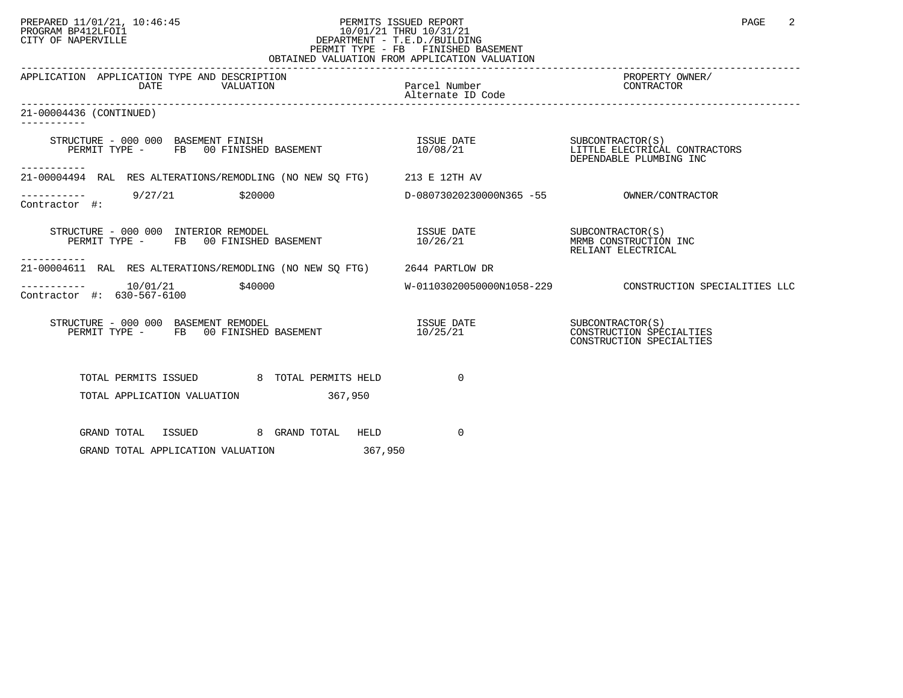PERMITS ISSUED REPORT
10/01/21 THRU 10/31/21
DEPARTMENT - T.E.D./BUILDING
PERMIT TYPE - FB FINISHED BASEMENT
OBTAINED VALUATION FROM APPLICATION VALUATION

| APPLICATION | APPLICATION TYPE AND DESCRIPTION DATE | VALUATION | Parcel Number / Alternate ID Code | PROPERTY OWNER/ CONTRACTOR |
|---|---|---|---|---|

21-00004436 (CONTINUED)

STRUCTURE - 000 000 BASEMENT FINISH — ISSUE DATE 10/08/21 — SUBCONTRACTOR(S)
PERMIT TYPE - FB 00 FINISHED BASEMENT
LITTLE ELECTRICAL CONTRACTORS
DEPENDABLE PLUMBING INC

21-00004494 RAL RES ALTERATIONS/REMODLING (NO NEW SQ FTG) 213 E 12TH AV
9/27/21 $20000 D-08073020230000N365 -55 OWNER/CONTRACTOR
Contractor #:

STRUCTURE - 000 000 INTERIOR REMODEL — ISSUE DATE 10/26/21 — SUBCONTRACTOR(S)
PERMIT TYPE - FB 00 FINISHED BASEMENT
MRMB CONSTRUCTION INC
RELIANT ELECTRICAL

21-00004611 RAL RES ALTERATIONS/REMODLING (NO NEW SQ FTG) 2644 PARTLOW DR
10/01/21 $40000 W-01103020050000N1058-229 CONSTRUCTION SPECIALITIES LLC
Contractor #: 630-567-6100

STRUCTURE - 000 000 BASEMENT REMODEL — ISSUE DATE 10/25/21 — SUBCONTRACTOR(S)
PERMIT TYPE - FB 00 FINISHED BASEMENT
CONSTRUCTION SPECIALTIES
CONSTRUCTION SPECIALTIES

TOTAL PERMITS ISSUED 8 TOTAL PERMITS HELD 0

TOTAL APPLICATION VALUATION 367,950

GRAND TOTAL ISSUED 8 GRAND TOTAL HELD 0

GRAND TOTAL APPLICATION VALUATION 367,950